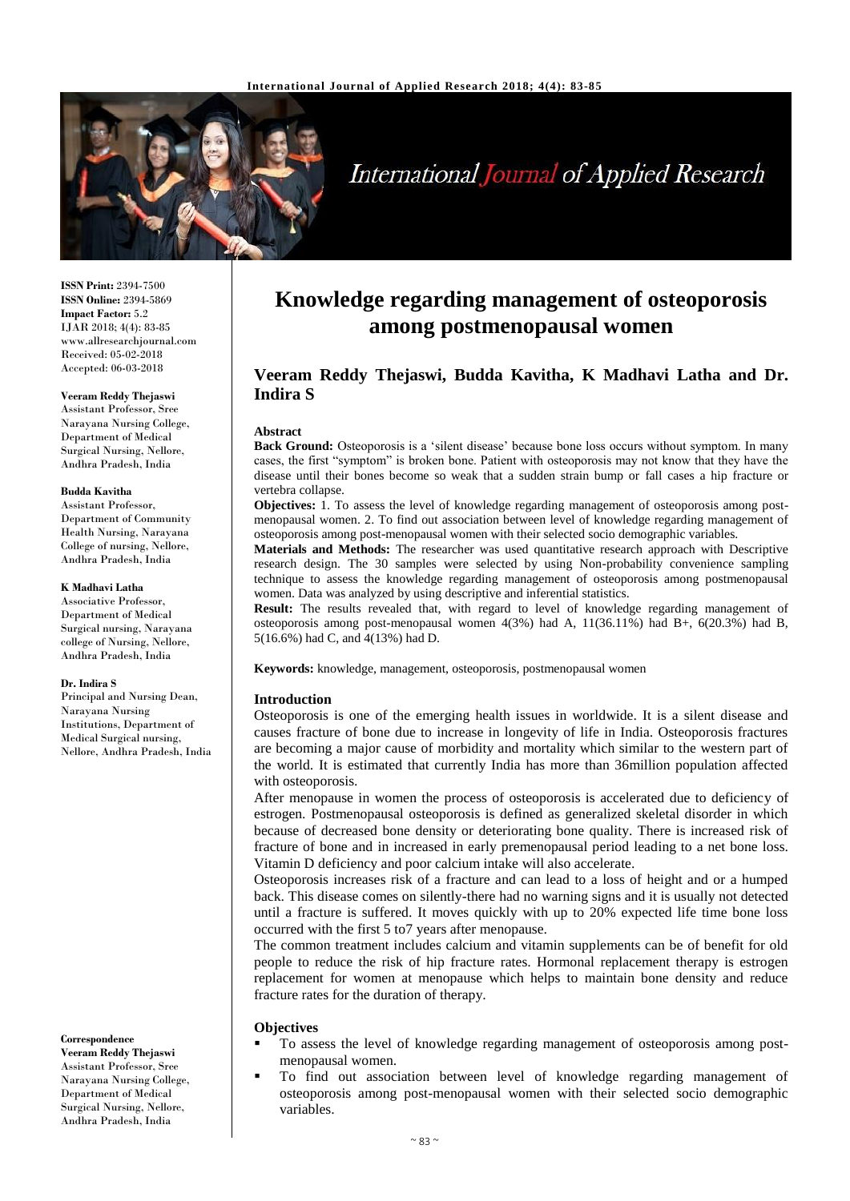**ISSN Print:** 2394-7500
**ISSN Online:** 2394-5869
**Impact Factor:** 5.2
IJAR 2018; 4(4): 83-85
www.allresearchjournal.com
Received: 05-02-2018
Accepted: 06-03-2018

**Veeram Reddy Thejaswi**
Assistant Professor, Sree Narayana Nursing College, Department of Medical Surgical Nursing, Nellore, Andhra Pradesh, India

**Budda Kavitha**
Assistant Professor, Department of Community Health Nursing, Narayana College of nursing, Nellore, Andhra Pradesh, India

**K Madhavi Latha**
Associative Professor, Department of Medical Surgical nursing, Narayana college of Nursing, Nellore, Andhra Pradesh, India

**Dr. Indira S**
Principal and Nursing Dean, Narayana Nursing Institutions, Department of Medical Surgical nursing, Nellore, Andhra Pradesh, India

**Correspondence**
**Veeram Reddy Thejaswi**
Assistant Professor, Sree Narayana Nursing College, Department of Medical Surgical Nursing, Nellore, Andhra Pradesh, India

# Knowledge regarding management of osteoporosis among postmenopausal women

## Veeram Reddy Thejaswi, Budda Kavitha, K Madhavi Latha and Dr. Indira S

### Abstract

**Back Ground:** Osteoporosis is a 'silent disease' because bone loss occurs without symptom. In many cases, the first "symptom" is broken bone. Patient with osteoporosis may not know that they have the disease until their bones become so weak that a sudden strain bump or fall cases a hip fracture or vertebra collapse.

**Objectives:** 1. To assess the level of knowledge regarding management of osteoporosis among post-menopausal women. 2. To find out association between level of knowledge regarding management of osteoporosis among post-menopausal women with their selected socio demographic variables.

**Materials and Methods:** The researcher was used quantitative research approach with Descriptive research design. The 30 samples were selected by using Non-probability convenience sampling technique to assess the knowledge regarding management of osteoporosis among postmenopausal women. Data was analyzed by using descriptive and inferential statistics.

**Result:** The results revealed that, with regard to level of knowledge regarding management of osteoporosis among post-menopausal women 4(3%) had A, 11(36.11%) had B+, 6(20.3%) had B, 5(16.6%) had C, and 4(13%) had D.

**Keywords:** knowledge, management, osteoporosis, postmenopausal women

### Introduction

Osteoporosis is one of the emerging health issues in worldwide. It is a silent disease and causes fracture of bone due to increase in longevity of life in India. Osteoporosis fractures are becoming a major cause of morbidity and mortality which similar to the western part of the world. It is estimated that currently India has more than 36million population affected with osteoporosis.

After menopause in women the process of osteoporosis is accelerated due to deficiency of estrogen. Postmenopausal osteoporosis is defined as generalized skeletal disorder in which because of decreased bone density or deteriorating bone quality. There is increased risk of fracture of bone and in increased in early premenopausal period leading to a net bone loss. Vitamin D deficiency and poor calcium intake will also accelerate.

Osteoporosis increases risk of a fracture and can lead to a loss of height and or a humped back. This disease comes on silently-there had no warning signs and it is usually not detected until a fracture is suffered. It moves quickly with up to 20% expected life time bone loss occurred with the first 5 to7 years after menopause.

The common treatment includes calcium and vitamin supplements can be of benefit for old people to reduce the risk of hip fracture rates. Hormonal replacement therapy is estrogen replacement for women at menopause which helps to maintain bone density and reduce fracture rates for the duration of therapy.

### Objectives

- To assess the level of knowledge regarding management of osteoporosis among post-menopausal women.
- To find out association between level of knowledge regarding management of osteoporosis among post-menopausal women with their selected socio demographic variables.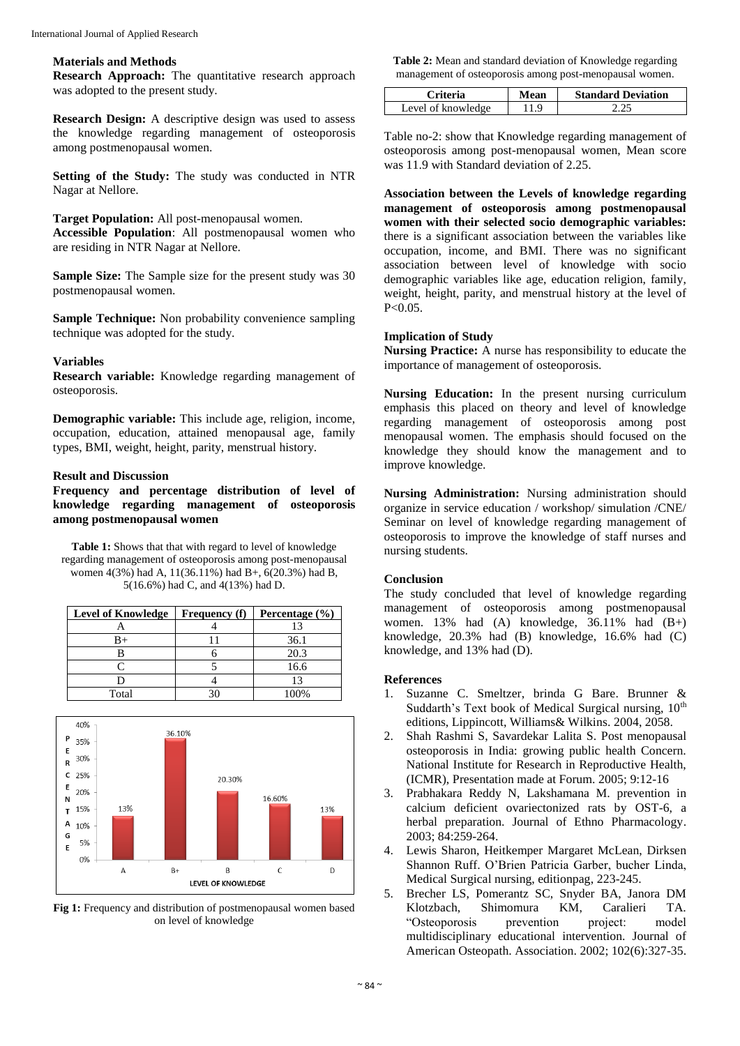## Materials and Methods

**Research Approach:** The quantitative research approach was adopted to the present study.

**Research Design:** A descriptive design was used to assess the knowledge regarding management of osteoporosis among postmenopausal women.

**Setting of the Study:** The study was conducted in NTR Nagar at Nellore.

**Target Population:** All post-menopausal women.

**Accessible Population**: All postmenopausal women who are residing in NTR Nagar at Nellore.

**Sample Size:** The Sample size for the present study was 30 postmenopausal women.

**Sample Technique:** Non probability convenience sampling technique was adopted for the study.

### Variables

**Research variable:** Knowledge regarding management of osteoporosis.

**Demographic variable:** This include age, religion, income, occupation, education, attained menopausal age, family types, BMI, weight, height, parity, menstrual history.

## Result and Discussion

**Frequency and percentage distribution of level of knowledge regarding management of osteoporosis among postmenopausal women**

**Table 1:** Shows that that with regard to level of knowledge regarding management of osteoporosis among post-menopausal women 4(3%) had A, 11(36.11%) had B+, 6(20.3%) had B, 5(16.6%) had C, and 4(13%) had D.

| Level of Knowledge | Frequency (f) | Percentage (%) |
|---|---|---|
| A | 4 | 13 |
| B+ | 11 | 36.1 |
| B | 6 | 20.3 |
| C | 5 | 16.6 |
| D | 4 | 13 |
| Total | 30 | 100% |

**Fig 1:** Frequency and distribution of postmenopausal women based on level of knowledge

**Table 2:** Mean and standard deviation of Knowledge regarding management of osteoporosis among post-menopausal women.

| Criteria | Mean | Standard Deviation |
|---|---|---|
| Level of knowledge | 11.9 | 2.25 |

Table no-2: show that Knowledge regarding management of osteoporosis among post-menopausal women, Mean score was 11.9 with Standard deviation of 2.25.

**Association between the Levels of knowledge regarding management of osteoporosis among postmenopausal women with their selected socio demographic variables:** there is a significant association between the variables like occupation, income, and BMI. There was no significant association between level of knowledge with socio demographic variables like age, education religion, family, weight, height, parity, and menstrual history at the level of $P<0.05$.

## Implication of Study

**Nursing Practice:** A nurse has responsibility to educate the importance of management of osteoporosis.

**Nursing Education:** In the present nursing curriculum emphasis this placed on theory and level of knowledge regarding management of osteoporosis among post menopausal women. The emphasis should focused on the knowledge they should know the management and to improve knowledge.

**Nursing Administration:** Nursing administration should organize in service education / workshop/ simulation /CNE/ Seminar on level of knowledge regarding management of osteoporosis to improve the knowledge of staff nurses and nursing students.

## Conclusion

The study concluded that level of knowledge regarding management of osteoporosis among postmenopausal women. 13% had (A) knowledge, 36.11% had (B+) knowledge, 20.3% had (B) knowledge, 16.6% had (C) knowledge, and 13% had (D).

## References

1. Suzanne C. Smeltzer, brinda G Bare. Brunner & Suddarth's Text book of Medical Surgical nursing, 10th editions, Lippincott, Williams& Wilkins. 2004, 2058.
2. Shah Rashmi S, Savardekar Lalita S. Post menopausal osteoporosis in India: growing public health Concern. National Institute for Research in Reproductive Health, (ICMR), Presentation made at Forum. 2005; 9:12-16
3. Prabhakara Reddy N, Lakshamana M. prevention in calcium deficient ovariectonized rats by OST-6, a herbal preparation. Journal of Ethno Pharmacology. 2003; 84:259-264.
4. Lewis Sharon, Heitkemper Margaret McLean, Dirksen Shannon Ruff. O'Brien Patricia Garber, bucher Linda, Medical Surgical nursing, editionpag, 223-245.
5. Brecher LS, Pomerantz SC, Snyder BA, Janora DM Klotzbach, Shimomura KM, Caralieri TA. "Osteoporosis prevention project: model multidisciplinary educational intervention. Journal of American Osteopath. Association. 2002; 102(6):327-35.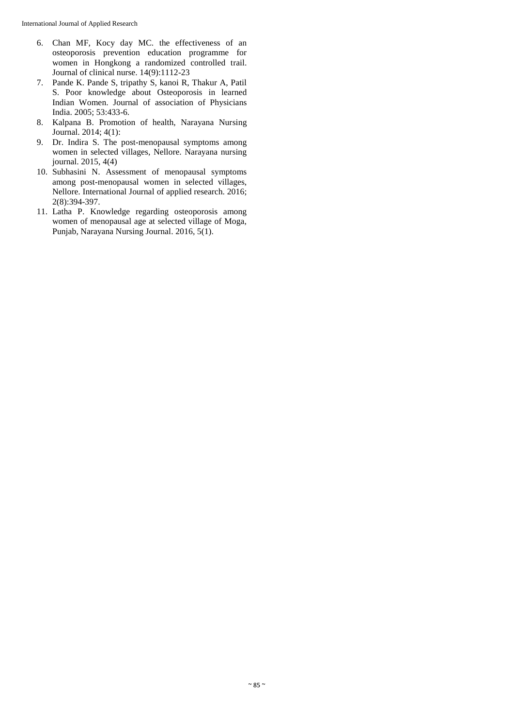6. Chan MF, Kocy day MC. the effectiveness of an osteoporosis prevention education programme for women in Hongkong a randomized controlled trail. Journal of clinical nurse. 14(9):1112-23
7. Pande K. Pande S, tripathy S, kanoi R, Thakur A, Patil S. Poor knowledge about Osteoporosis in learned Indian Women. Journal of association of Physicians India. 2005; 53:433-6.
8. Kalpana B. Promotion of health, Narayana Nursing Journal. 2014; 4(1):
9. Dr. Indira S. The post-menopausal symptoms among women in selected villages, Nellore. Narayana nursing journal. 2015, 4(4)
10. Subhasini N. Assessment of menopausal symptoms among post-menopausal women in selected villages, Nellore. International Journal of applied research. 2016; 2(8):394-397.
11. Latha P. Knowledge regarding osteoporosis among women of menopausal age at selected village of Moga, Punjab, Narayana Nursing Journal. 2016, 5(1).